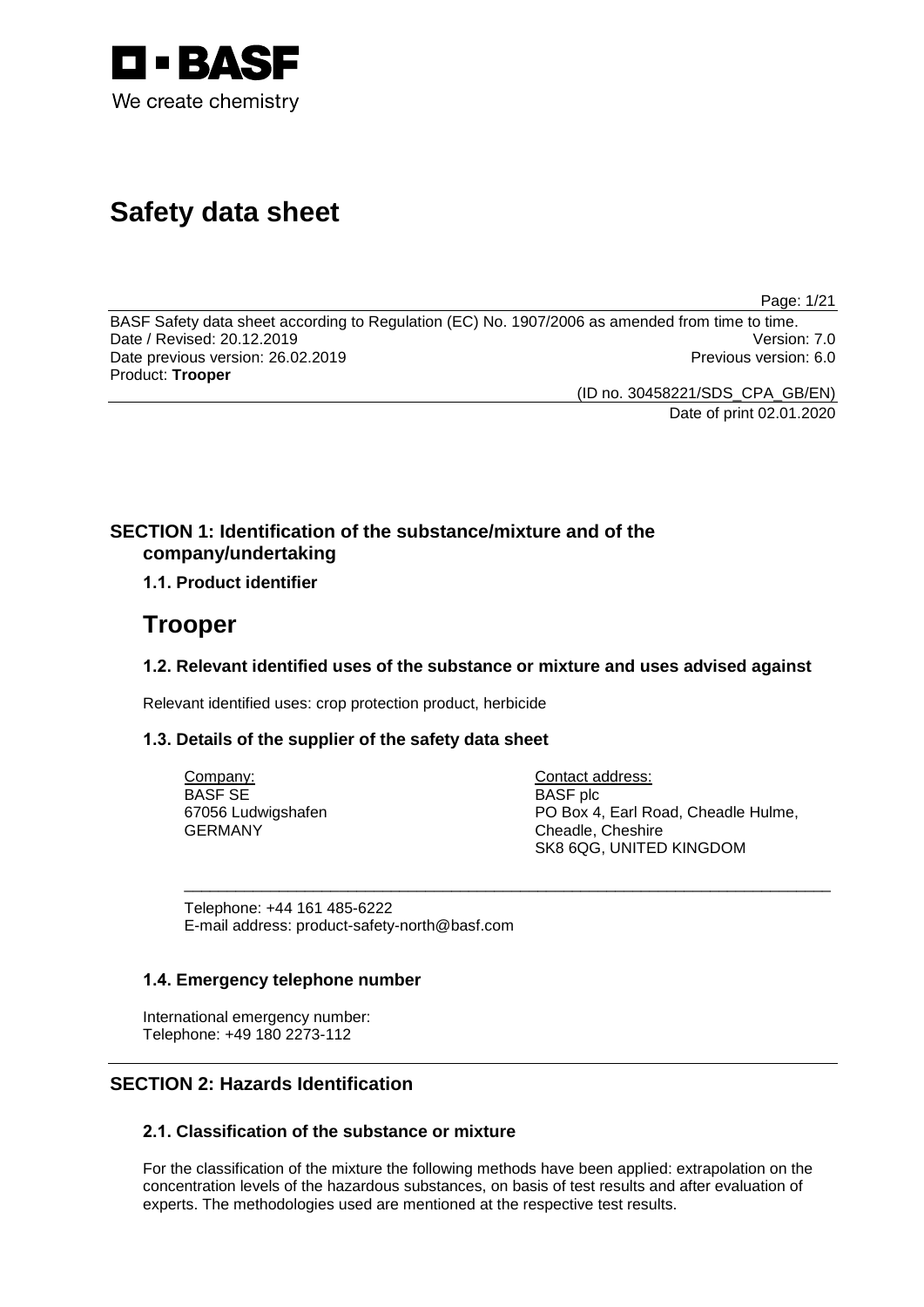BASF
We create chemistry

# Safety data sheet

BASF Safety data sheet according to Regulation (EC) No. 1907/2006 as amended from time to time.
Date / Revised: 20.12.2019 Version: 7.0
Date previous version: 26.02.2019 Previous version: 6.0
Product: **Trooper**

(ID no. 30458221/SDS_CPA_GB/EN)
Date of print 02.01.2020

## SECTION 1: Identification of the substance/mixture and of the company/undertaking

### 1.1. Product identifier

# Trooper

### 1.2. Relevant identified uses of the substance or mixture and uses advised against

Relevant identified uses: crop protection product, herbicide

### 1.3. Details of the supplier of the safety data sheet

| Company: | Contact address: |
|---|---|
| BASF SE | BASF plc |
| 67056 Ludwigshafen | PO Box 4, Earl Road, Cheadle Hulme, |
| GERMANY | Cheadle, Cheshire |
| | SK8 6QG, UNITED KINGDOM |

Telephone: +44 161 485-6222
E-mail address: product-safety-north@basf.com

### 1.4. Emergency telephone number

International emergency number:
Telephone: +49 180 2273-112

## SECTION 2: Hazards Identification

### 2.1. Classification of the substance or mixture

For the classification of the mixture the following methods have been applied: extrapolation on the concentration levels of the hazardous substances, on basis of test results and after evaluation of experts. The methodologies used are mentioned at the respective test results.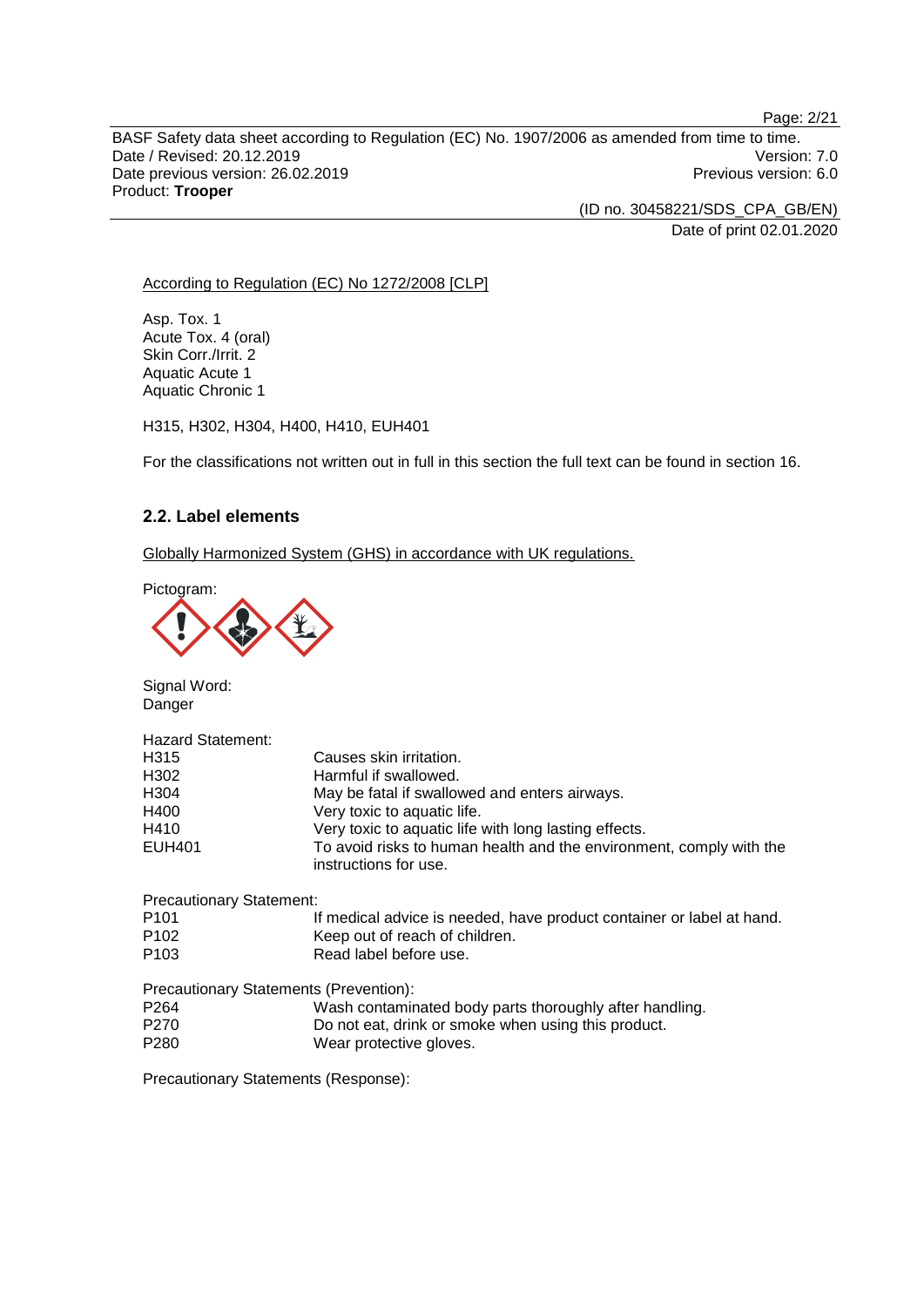According to Regulation (EC) No 1272/2008 [CLP]

Asp. Tox. 1
Acute Tox. 4 (oral)
Skin Corr./Irrit. 2
Aquatic Acute 1
Aquatic Chronic 1

H315, H302, H304, H400, H410, EUH401

For the classifications not written out in full in this section the full text can be found in section 16.

### 2.2. Label elements

Globally Harmonized System (GHS) in accordance with UK regulations.

Pictogram:

Signal Word:
Danger

Hazard Statement:

| | |
|---|---|
| H315 | Causes skin irritation. |
| H302 | Harmful if swallowed. |
| H304 | May be fatal if swallowed and enters airways. |
| H400 | Very toxic to aquatic life. |
| H410 | Very toxic to aquatic life with long lasting effects. |
| EUH401 | To avoid risks to human health and the environment, comply with the instructions for use. |

Precautionary Statement:

| | |
|---|---|
| P101 | If medical advice is needed, have product container or label at hand. |
| P102 | Keep out of reach of children. |
| P103 | Read label before use. |

Precautionary Statements (Prevention):

| | |
|---|---|
| P264 | Wash contaminated body parts thoroughly after handling. |
| P270 | Do not eat, drink or smoke when using this product. |
| P280 | Wear protective gloves. |

Precautionary Statements (Response):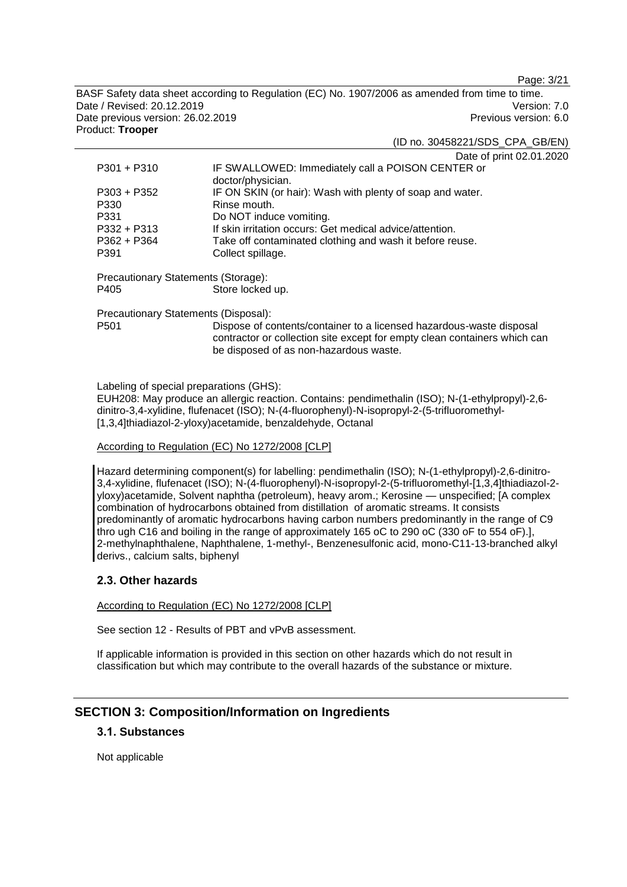Date of print 02.01.2020

| | |
|---|---|
| P301 + P310 | IF SWALLOWED: Immediately call a POISON CENTER or doctor/physician. |
| P303 + P352 | IF ON SKIN (or hair): Wash with plenty of soap and water. |
| P330 | Rinse mouth. |
| P331 | Do NOT induce vomiting. |
| P332 + P313 | If skin irritation occurs: Get medical advice/attention. |
| P362 + P364 | Take off contaminated clothing and wash it before reuse. |
| P391 | Collect spillage. |

Precautionary Statements (Storage):

| | |
|---|---|
| P405 | Store locked up. |

Precautionary Statements (Disposal):

| | |
|---|---|
| P501 | Dispose of contents/container to a licensed hazardous-waste disposal contractor or collection site except for empty clean containers which can be disposed of as non-hazardous waste. |

Labeling of special preparations (GHS):
EUH208: May produce an allergic reaction. Contains: pendimethalin (ISO); N-(1-ethylpropyl)-2,6-dinitro-3,4-xylidine, flufenacet (ISO); N-(4-fluorophenyl)-N-isopropyl-2-(5-trifluoromethyl-[1,3,4]thiadiazol-2-yloxy)acetamide, benzaldehyde, Octanal

According to Regulation (EC) No 1272/2008 [CLP]

Hazard determining component(s) for labelling: pendimethalin (ISO); N-(1-ethylpropyl)-2,6-dinitro-3,4-xylidine, flufenacet (ISO); N-(4-fluorophenyl)-N-isopropyl-2-(5-trifluoromethyl-[1,3,4]thiadiazol-2-yloxy)acetamide, Solvent naphtha (petroleum), heavy arom.; Kerosine — unspecified; [A complex combination of hydrocarbons obtained from distillation of aromatic streams. It consists predominantly of aromatic hydrocarbons having carbon numbers predominantly in the range of C9 thro ugh C16 and boiling in the range of approximately 165 oC to 290 oC (330 oF to 554 oF).], 2-methylnaphthalene, Naphthalene, 1-methyl-, Benzenesulfonic acid, mono-C11-13-branched alkyl derivs., calcium salts, biphenyl

### 2.3. Other hazards

According to Regulation (EC) No 1272/2008 [CLP]

See section 12 - Results of PBT and vPvB assessment.

If applicable information is provided in this section on other hazards which do not result in classification but which may contribute to the overall hazards of the substance or mixture.

## SECTION 3: Composition/Information on Ingredients

### 3.1. Substances

Not applicable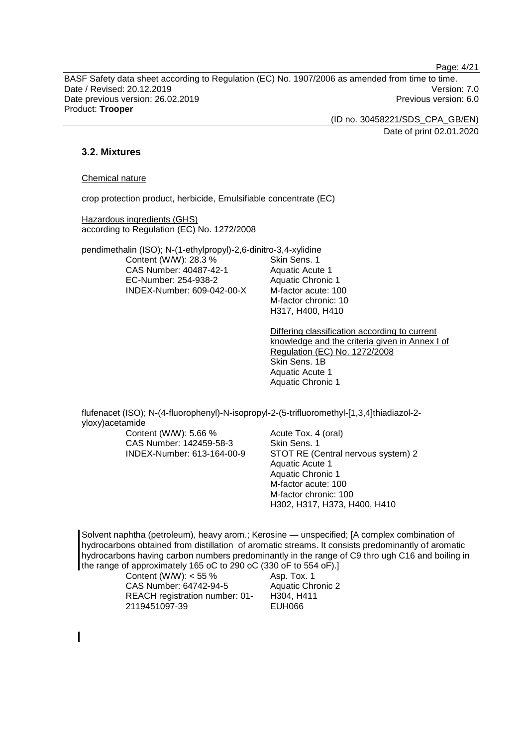### 3.2. Mixtures

Chemical nature

crop protection product, herbicide, Emulsifiable concentrate (EC)

Hazardous ingredients (GHS)
according to Regulation (EC) No. 1272/2008

pendimethalin (ISO); N-(1-ethylpropyl)-2,6-dinitro-3,4-xylidine

| | |
|---|---|
| Content (W/W): 28.3 %<br>CAS Number: 40487-42-1<br>EC-Number: 254-938-2<br>INDEX-Number: 609-042-00-X | Skin Sens. 1<br>Aquatic Acute 1<br>Aquatic Chronic 1<br>M-factor acute: 100<br>M-factor chronic: 10<br>H317, H400, H410 |

Differing classification according to current knowledge and the criteria given in Annex I of Regulation (EC) No. 1272/2008
Skin Sens. 1B
Aquatic Acute 1
Aquatic Chronic 1

flufenacet (ISO); N-(4-fluorophenyl)-N-isopropyl-2-(5-trifluoromethyl-[1,3,4]thiadiazol-2-yloxy)acetamide

| | |
|---|---|
| Content (W/W): 5.66 %<br>CAS Number: 142459-58-3<br>INDEX-Number: 613-164-00-9 | Acute Tox. 4 (oral)<br>Skin Sens. 1<br>STOT RE (Central nervous system) 2<br>Aquatic Acute 1<br>Aquatic Chronic 1<br>M-factor acute: 100<br>M-factor chronic: 100<br>H302, H317, H373, H400, H410 |

Solvent naphtha (petroleum), heavy arom.; Kerosine — unspecified; [A complex combination of hydrocarbons obtained from distillation of aromatic streams. It consists predominantly of aromatic hydrocarbons having carbon numbers predominantly in the range of C9 thro ugh C16 and boiling in the range of approximately 165 oC to 290 oC (330 oF to 554 oF).]

| | |
|---|---|
| Content (W/W): < 55 %<br>CAS Number: 64742-94-5<br>REACH registration number: 01-2119451097-39 | Asp. Tox. 1<br>Aquatic Chronic 2<br>H304, H411<br>EUH066 |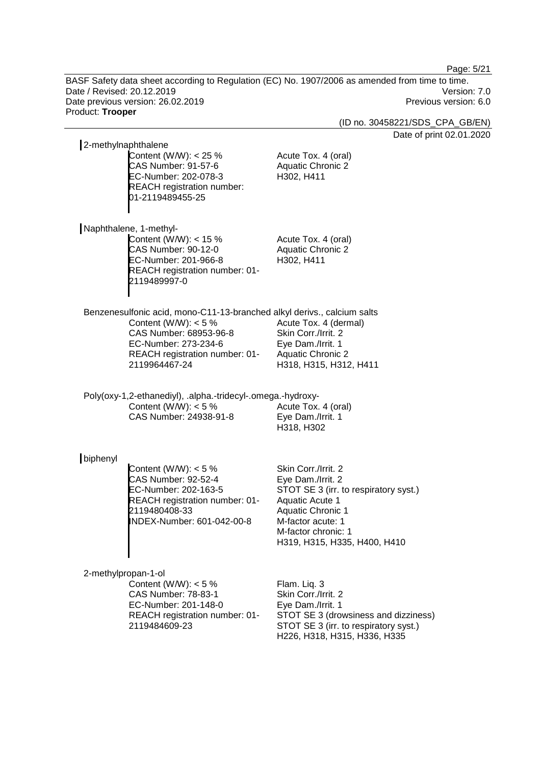2-methylnaphthalene

Content (W/W): < 25 %
CAS Number: 91-57-6
EC-Number: 202-078-3
REACH registration number: 01-2119489455-25

Acute Tox. 4 (oral)
Aquatic Chronic 2
H302, H411

Naphthalene, 1-methyl-

Content (W/W): < 15 %
CAS Number: 90-12-0
EC-Number: 201-966-8
REACH registration number: 01-2119489997-0

Acute Tox. 4 (oral)
Aquatic Chronic 2
H302, H411

Benzenesulfonic acid, mono-C11-13-branched alkyl derivs., calcium salts

Content (W/W): < 5 %
CAS Number: 68953-96-8
EC-Number: 273-234-6
REACH registration number: 01-2119964467-24

Acute Tox. 4 (dermal)
Skin Corr./Irrit. 2
Eye Dam./Irrit. 1
Aquatic Chronic 2
H318, H315, H312, H411

Poly(oxy-1,2-ethanediyl), .alpha.-tridecyl-.omega.-hydroxy-

Content (W/W): < 5 %
CAS Number: 24938-91-8

Acute Tox. 4 (oral)
Eye Dam./Irrit. 1
H318, H302

biphenyl

Content (W/W): < 5 %
CAS Number: 92-52-4
EC-Number: 202-163-5
REACH registration number: 01-2119480408-33
INDEX-Number: 601-042-00-8

Skin Corr./Irrit. 2
Eye Dam./Irrit. 2
STOT SE 3 (irr. to respiratory syst.)
Aquatic Acute 1
Aquatic Chronic 1
M-factor acute: 1
M-factor chronic: 1
H319, H315, H335, H400, H410

2-methylpropan-1-ol

Content (W/W): < 5 %
CAS Number: 78-83-1
EC-Number: 201-148-0
REACH registration number: 01-2119484609-23

Flam. Liq. 3
Skin Corr./Irrit. 2
Eye Dam./Irrit. 1
STOT SE 3 (drowsiness and dizziness)
STOT SE 3 (irr. to respiratory syst.)
H226, H318, H315, H336, H335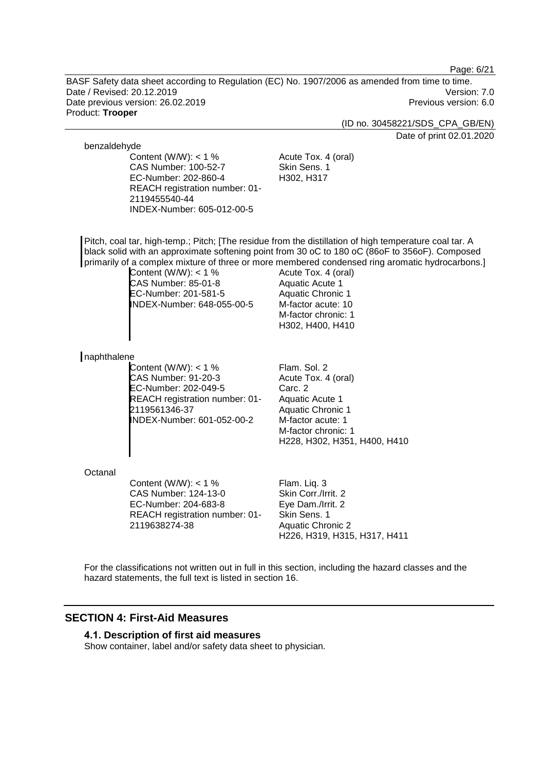benzaldehyde

Content (W/W): < 1 %
CAS Number: 100-52-7
EC-Number: 202-860-4
REACH registration number: 01-2119455540-44
INDEX-Number: 605-012-00-5

Acute Tox. 4 (oral)
Skin Sens. 1
H302, H317

Pitch, coal tar, high-temp.; Pitch; [The residue from the distillation of high temperature coal tar. A black solid with an approximate softening point from 30 oC to 180 oC (86oF to 356oF). Composed primarily of a complex mixture of three or more membered condensed ring aromatic hydrocarbons.]

Content (W/W): < 1 %
CAS Number: 85-01-8
EC-Number: 201-581-5
INDEX-Number: 648-055-00-5

Acute Tox. 4 (oral)
Aquatic Acute 1
Aquatic Chronic 1
M-factor acute: 10
M-factor chronic: 1
H302, H400, H410

naphthalene

Content (W/W): < 1 %
CAS Number: 91-20-3
EC-Number: 202-049-5
REACH registration number: 01-2119561346-37
INDEX-Number: 601-052-00-2

Flam. Sol. 2
Acute Tox. 4 (oral)
Carc. 2
Aquatic Acute 1
Aquatic Chronic 1
M-factor acute: 1
M-factor chronic: 1
H228, H302, H351, H400, H410

Octanal

Content (W/W): < 1 %
CAS Number: 124-13-0
EC-Number: 204-683-8
REACH registration number: 01-2119638274-38

Flam. Liq. 3
Skin Corr./Irrit. 2
Eye Dam./Irrit. 2
Skin Sens. 1
Aquatic Chronic 2
H226, H319, H315, H317, H411

For the classifications not written out in full in this section, including the hazard classes and the hazard statements, the full text is listed in section 16.

## SECTION 4: First-Aid Measures

### 4.1. Description of first aid measures

Show container, label and/or safety data sheet to physician.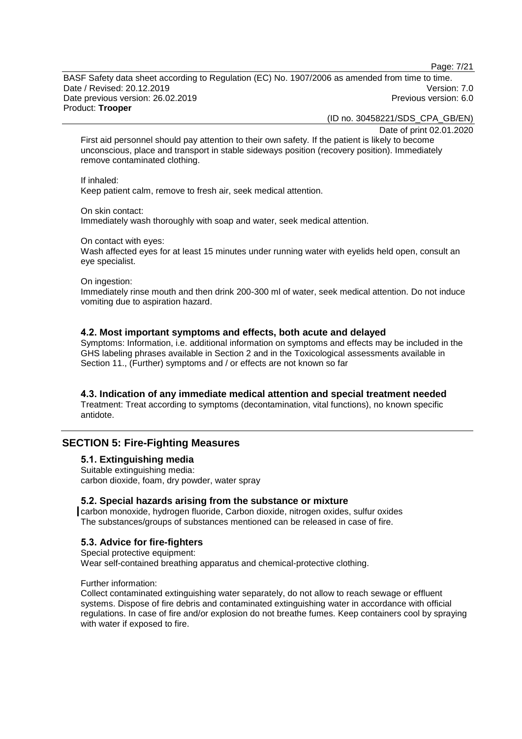First aid personnel should pay attention to their own safety. If the patient is likely to become unconscious, place and transport in stable sideways position (recovery position). Immediately remove contaminated clothing.

If inhaled:
Keep patient calm, remove to fresh air, seek medical attention.

On skin contact:
Immediately wash thoroughly with soap and water, seek medical attention.

On contact with eyes:
Wash affected eyes for at least 15 minutes under running water with eyelids held open, consult an eye specialist.

On ingestion:
Immediately rinse mouth and then drink 200-300 ml of water, seek medical attention. Do not induce vomiting due to aspiration hazard.

### 4.2. Most important symptoms and effects, both acute and delayed

Symptoms: Information, i.e. additional information on symptoms and effects may be included in the GHS labeling phrases available in Section 2 and in the Toxicological assessments available in Section 11., (Further) symptoms and / or effects are not known so far

### 4.3. Indication of any immediate medical attention and special treatment needed

Treatment: Treat according to symptoms (decontamination, vital functions), no known specific antidote.

## SECTION 5: Fire-Fighting Measures

### 5.1. Extinguishing media

Suitable extinguishing media:
carbon dioxide, foam, dry powder, water spray

### 5.2. Special hazards arising from the substance or mixture

carbon monoxide, hydrogen fluoride, Carbon dioxide, nitrogen oxides, sulfur oxides
The substances/groups of substances mentioned can be released in case of fire.

### 5.3. Advice for fire-fighters

Special protective equipment:
Wear self-contained breathing apparatus and chemical-protective clothing.

Further information:
Collect contaminated extinguishing water separately, do not allow to reach sewage or effluent systems. Dispose of fire debris and contaminated extinguishing water in accordance with official regulations. In case of fire and/or explosion do not breathe fumes. Keep containers cool by spraying with water if exposed to fire.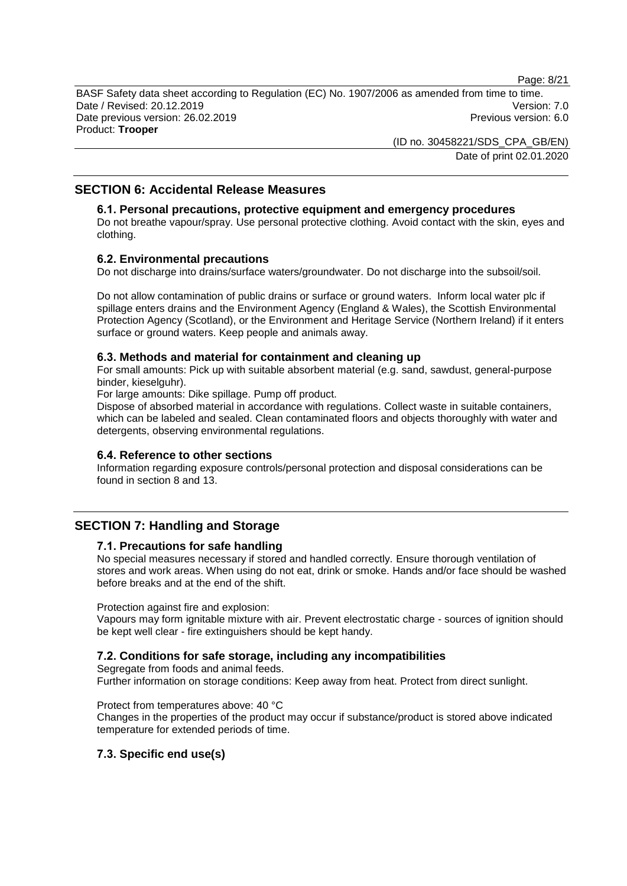## SECTION 6: Accidental Release Measures

### 6.1. Personal precautions, protective equipment and emergency procedures

Do not breathe vapour/spray. Use personal protective clothing. Avoid contact with the skin, eyes and clothing.

### 6.2. Environmental precautions

Do not discharge into drains/surface waters/groundwater. Do not discharge into the subsoil/soil.

Do not allow contamination of public drains or surface or ground waters. Inform local water plc if spillage enters drains and the Environment Agency (England & Wales), the Scottish Environmental Protection Agency (Scotland), or the Environment and Heritage Service (Northern Ireland) if it enters surface or ground waters. Keep people and animals away.

### 6.3. Methods and material for containment and cleaning up

For small amounts: Pick up with suitable absorbent material (e.g. sand, sawdust, general-purpose binder, kieselguhr).

For large amounts: Dike spillage. Pump off product.

Dispose of absorbed material in accordance with regulations. Collect waste in suitable containers, which can be labeled and sealed. Clean contaminated floors and objects thoroughly with water and detergents, observing environmental regulations.

### 6.4. Reference to other sections

Information regarding exposure controls/personal protection and disposal considerations can be found in section 8 and 13.

## SECTION 7: Handling and Storage

### 7.1. Precautions for safe handling

No special measures necessary if stored and handled correctly. Ensure thorough ventilation of stores and work areas. When using do not eat, drink or smoke. Hands and/or face should be washed before breaks and at the end of the shift.

Protection against fire and explosion:

Vapours may form ignitable mixture with air. Prevent electrostatic charge - sources of ignition should be kept well clear - fire extinguishers should be kept handy.

### 7.2. Conditions for safe storage, including any incompatibilities

Segregate from foods and animal feeds.

Further information on storage conditions: Keep away from heat. Protect from direct sunlight.

Protect from temperatures above: 40 °C

Changes in the properties of the product may occur if substance/product is stored above indicated temperature for extended periods of time.

### 7.3. Specific end use(s)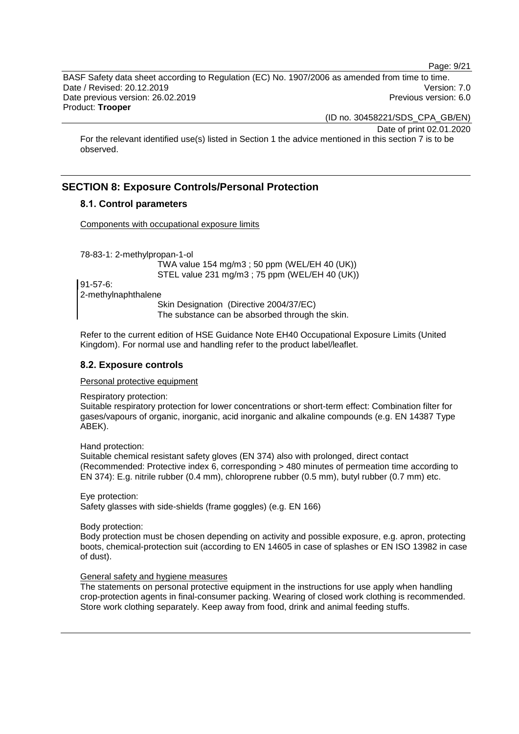For the relevant identified use(s) listed in Section 1 the advice mentioned in this section 7 is to be observed.

## SECTION 8: Exposure Controls/Personal Protection

### 8.1. Control parameters

Components with occupational exposure limits

78-83-1: 2-methylpropan-1-ol
TWA value 154 mg/m3 ; 50 ppm (WEL/EH 40 (UK))
STEL value 231 mg/m3 ; 75 ppm (WEL/EH 40 (UK))

91-57-6:
2-methylnaphthalene
Skin Designation (Directive 2004/37/EC)
The substance can be absorbed through the skin.

Refer to the current edition of HSE Guidance Note EH40 Occupational Exposure Limits (United Kingdom). For normal use and handling refer to the product label/leaflet.

### 8.2. Exposure controls

Personal protective equipment

Respiratory protection:
Suitable respiratory protection for lower concentrations or short-term effect: Combination filter for gases/vapours of organic, inorganic, acid inorganic and alkaline compounds (e.g. EN 14387 Type ABEK).

Hand protection:
Suitable chemical resistant safety gloves (EN 374) also with prolonged, direct contact (Recommended: Protective index 6, corresponding > 480 minutes of permeation time according to EN 374): E.g. nitrile rubber (0.4 mm), chloroprene rubber (0.5 mm), butyl rubber (0.7 mm) etc.

Eye protection:
Safety glasses with side-shields (frame goggles) (e.g. EN 166)

Body protection:
Body protection must be chosen depending on activity and possible exposure, e.g. apron, protecting boots, chemical-protection suit (according to EN 14605 in case of splashes or EN ISO 13982 in case of dust).

General safety and hygiene measures

The statements on personal protective equipment in the instructions for use apply when handling crop-protection agents in final-consumer packing. Wearing of closed work clothing is recommended. Store work clothing separately. Keep away from food, drink and animal feeding stuffs.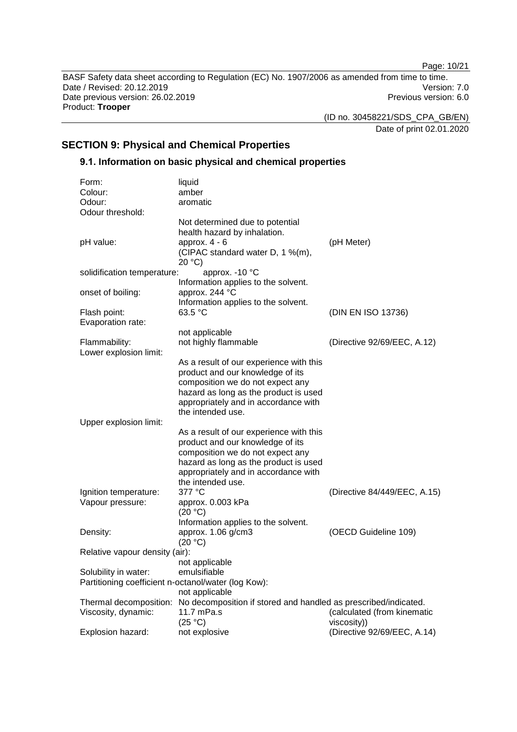## SECTION 9: Physical and Chemical Properties

### 9.1. Information on basic physical and chemical properties

| | | |
|---|---|---|
| Form: | liquid | |
| Colour: | amber | |
| Odour: | aromatic | |
| Odour threshold: | Not determined due to potential health hazard by inhalation. | |
| pH value: | approx. 4 - 6 (CIPAC standard water D, 1 %(m), 20 °C) | (pH Meter) |
| solidification temperature: | approx. -10 °C Information applies to the solvent. | |
| onset of boiling: | approx. 244 °C Information applies to the solvent. | |
| Flash point: | 63.5 °C | (DIN EN ISO 13736) |
| Evaporation rate: | not applicable | |
| Flammability: | not highly flammable | (Directive 92/69/EEC, A.12) |
| Lower explosion limit: | As a result of our experience with this product and our knowledge of its composition we do not expect any hazard as long as the product is used appropriately and in accordance with the intended use. | |
| Upper explosion limit: | As a result of our experience with this product and our knowledge of its composition we do not expect any hazard as long as the product is used appropriately and in accordance with the intended use. | |
| Ignition temperature: | 377 °C | (Directive 84/449/EEC, A.15) |
| Vapour pressure: | approx. 0.003 kPa (20 °C) Information applies to the solvent. | |
| Density: | approx. 1.06 g/cm3 (20 °C) | (OECD Guideline 109) |
| Relative vapour density (air): | not applicable | |
| Solubility in water: | emulsifiable | |
| Partitioning coefficient n-octanol/water (log Kow): | not applicable | |
| Thermal decomposition: | No decomposition if stored and handled as prescribed/indicated. | |
| Viscosity, dynamic: | 11.7 mPa.s (25 °C) | (calculated (from kinematic viscosity)) |
| Explosion hazard: | not explosive | (Directive 92/69/EEC, A.14) |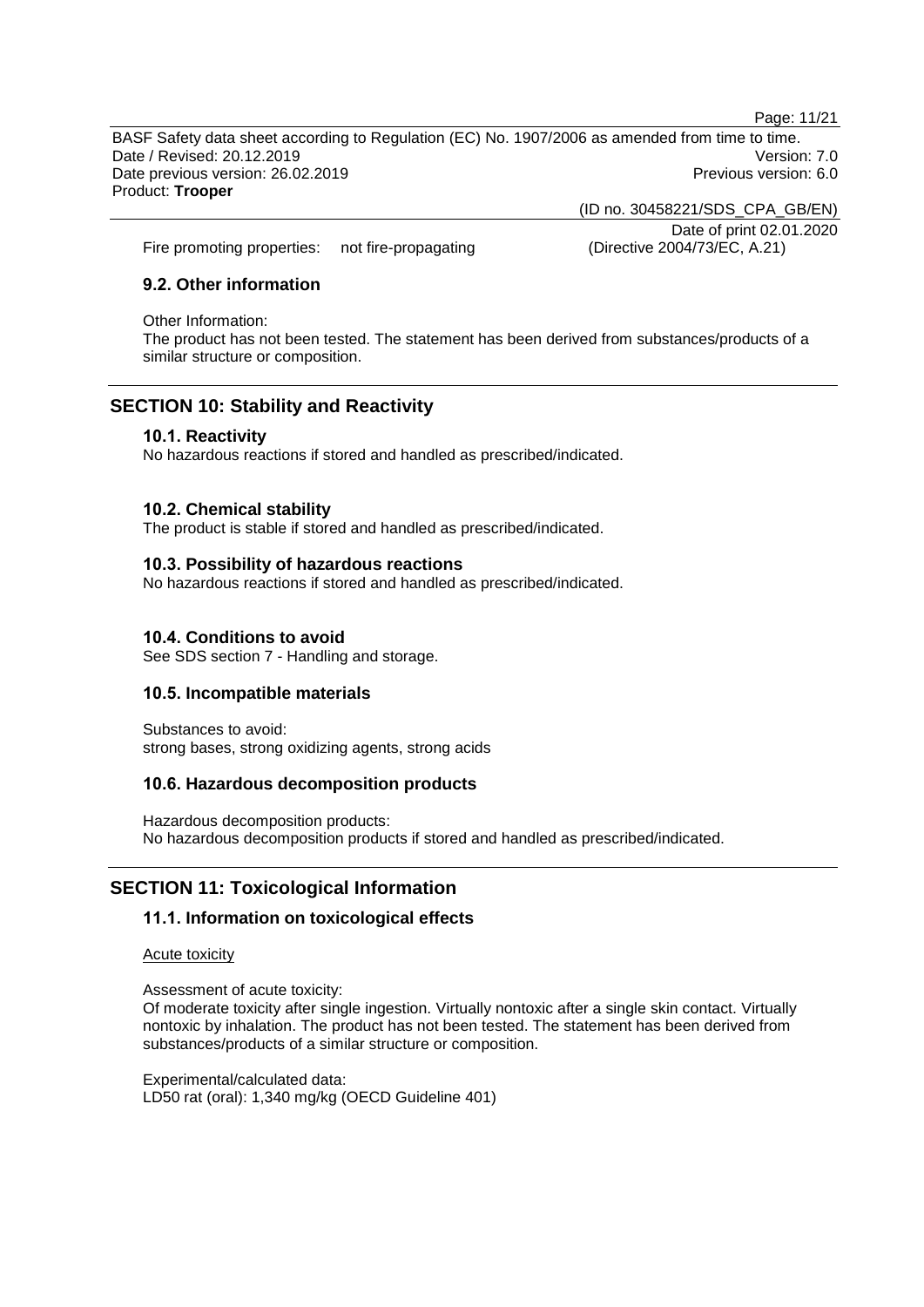Fire promoting properties: not fire-propagating (Directive 2004/73/EC, A.21)

### 9.2. Other information

Other Information:
The product has not been tested. The statement has been derived from substances/products of a similar structure or composition.

## SECTION 10: Stability and Reactivity

### 10.1. Reactivity

No hazardous reactions if stored and handled as prescribed/indicated.

### 10.2. Chemical stability

The product is stable if stored and handled as prescribed/indicated.

### 10.3. Possibility of hazardous reactions

No hazardous reactions if stored and handled as prescribed/indicated.

### 10.4. Conditions to avoid

See SDS section 7 - Handling and storage.

### 10.5. Incompatible materials

Substances to avoid:
strong bases, strong oxidizing agents, strong acids

### 10.6. Hazardous decomposition products

Hazardous decomposition products:
No hazardous decomposition products if stored and handled as prescribed/indicated.

## SECTION 11: Toxicological Information

### 11.1. Information on toxicological effects

Acute toxicity

Assessment of acute toxicity:
Of moderate toxicity after single ingestion. Virtually nontoxic after a single skin contact. Virtually nontoxic by inhalation. The product has not been tested. The statement has been derived from substances/products of a similar structure or composition.

Experimental/calculated data:
LD50 rat (oral): 1,340 mg/kg (OECD Guideline 401)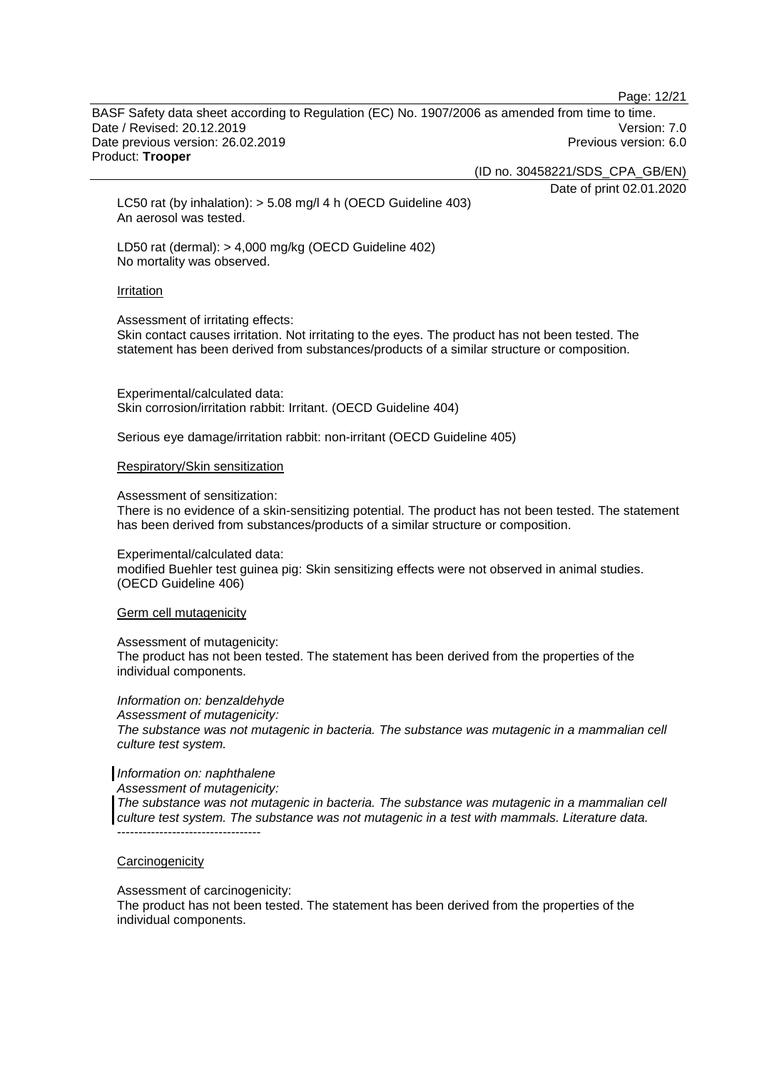LC50 rat (by inhalation): > 5.08 mg/l 4 h (OECD Guideline 403)
An aerosol was tested.

LD50 rat (dermal): > 4,000 mg/kg (OECD Guideline 402)
No mortality was observed.

Irritation

Assessment of irritating effects:
Skin contact causes irritation. Not irritating to the eyes. The product has not been tested. The statement has been derived from substances/products of a similar structure or composition.

Experimental/calculated data:
Skin corrosion/irritation rabbit: Irritant. (OECD Guideline 404)

Serious eye damage/irritation rabbit: non-irritant (OECD Guideline 405)

Respiratory/Skin sensitization

Assessment of sensitization:
There is no evidence of a skin-sensitizing potential. The product has not been tested. The statement has been derived from substances/products of a similar structure or composition.

Experimental/calculated data:
modified Buehler test guinea pig: Skin sensitizing effects were not observed in animal studies. (OECD Guideline 406)

Germ cell mutagenicity

Assessment of mutagenicity:
The product has not been tested. The statement has been derived from the properties of the individual components.

*Information on: benzaldehyde*
*Assessment of mutagenicity:*
*The substance was not mutagenic in bacteria. The substance was mutagenic in a mammalian cell culture test system.*

*Information on: naphthalene*
*Assessment of mutagenicity:*
*The substance was not mutagenic in bacteria. The substance was mutagenic in a mammalian cell culture test system. The substance was not mutagenic in a test with mammals. Literature data.*
----------------------------------

Carcinogenicity

Assessment of carcinogenicity:
The product has not been tested. The statement has been derived from the properties of the individual components.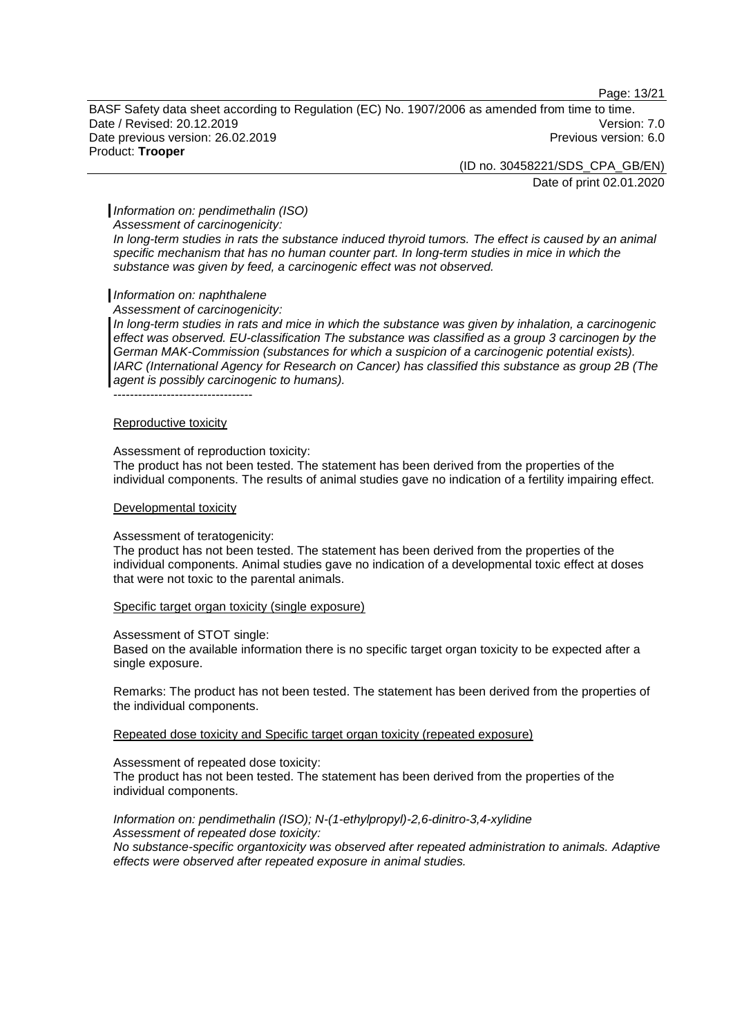*Information on: pendimethalin (ISO)*
*Assessment of carcinogenicity:*
*In long-term studies in rats the substance induced thyroid tumors. The effect is caused by an animal specific mechanism that has no human counter part. In long-term studies in mice in which the substance was given by feed, a carcinogenic effect was not observed.*

*Information on: naphthalene*
*Assessment of carcinogenicity:*
*In long-term studies in rats and mice in which the substance was given by inhalation, a carcinogenic effect was observed. EU-classification The substance was classified as a group 3 carcinogen by the German MAK-Commission (substances for which a suspicion of a carcinogenic potential exists). IARC (International Agency for Research on Cancer) has classified this substance as group 2B (The agent is possibly carcinogenic to humans).*
----------------------------------

Reproductive toxicity

Assessment of reproduction toxicity:
The product has not been tested. The statement has been derived from the properties of the individual components. The results of animal studies gave no indication of a fertility impairing effect.

Developmental toxicity

Assessment of teratogenicity:
The product has not been tested. The statement has been derived from the properties of the individual components. Animal studies gave no indication of a developmental toxic effect at doses that were not toxic to the parental animals.

Specific target organ toxicity (single exposure)

Assessment of STOT single:
Based on the available information there is no specific target organ toxicity to be expected after a single exposure.

Remarks: The product has not been tested. The statement has been derived from the properties of the individual components.

Repeated dose toxicity and Specific target organ toxicity (repeated exposure)

Assessment of repeated dose toxicity:
The product has not been tested. The statement has been derived from the properties of the individual components.

*Information on: pendimethalin (ISO); N-(1-ethylpropyl)-2,6-dinitro-3,4-xylidine*
*Assessment of repeated dose toxicity:*
*No substance-specific organtoxicity was observed after repeated administration to animals. Adaptive effects were observed after repeated exposure in animal studies.*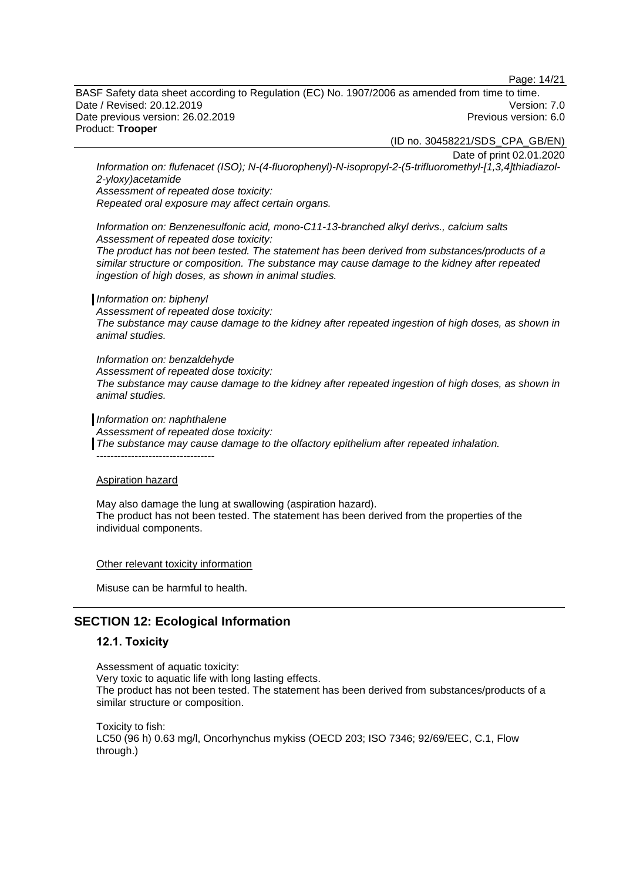*Information on: flufenacet (ISO); N-(4-fluorophenyl)-N-isopropyl-2-(5-trifluoromethyl-[1,3,4]thiadiazol-2-yloxy)acetamide*
*Assessment of repeated dose toxicity:*
*Repeated oral exposure may affect certain organs.*

*Information on: Benzenesulfonic acid, mono-C11-13-branched alkyl derivs., calcium salts*
*Assessment of repeated dose toxicity:*
*The product has not been tested. The statement has been derived from substances/products of a similar structure or composition. The substance may cause damage to the kidney after repeated ingestion of high doses, as shown in animal studies.*

*Information on: biphenyl*
*Assessment of repeated dose toxicity:*
*The substance may cause damage to the kidney after repeated ingestion of high doses, as shown in animal studies.*

*Information on: benzaldehyde*
*Assessment of repeated dose toxicity:*
*The substance may cause damage to the kidney after repeated ingestion of high doses, as shown in animal studies.*

*Information on: naphthalene*
*Assessment of repeated dose toxicity:*
*The substance may cause damage to the olfactory epithelium after repeated inhalation.*
----------------------------------

Aspiration hazard

May also damage the lung at swallowing (aspiration hazard).
The product has not been tested. The statement has been derived from the properties of the individual components.

Other relevant toxicity information

Misuse can be harmful to health.

## SECTION 12: Ecological Information

### 12.1. Toxicity

Assessment of aquatic toxicity:
Very toxic to aquatic life with long lasting effects.
The product has not been tested. The statement has been derived from substances/products of a similar structure or composition.

Toxicity to fish:
LC50 (96 h) 0.63 mg/l, Oncorhynchus mykiss (OECD 203; ISO 7346; 92/69/EEC, C.1, Flow through.)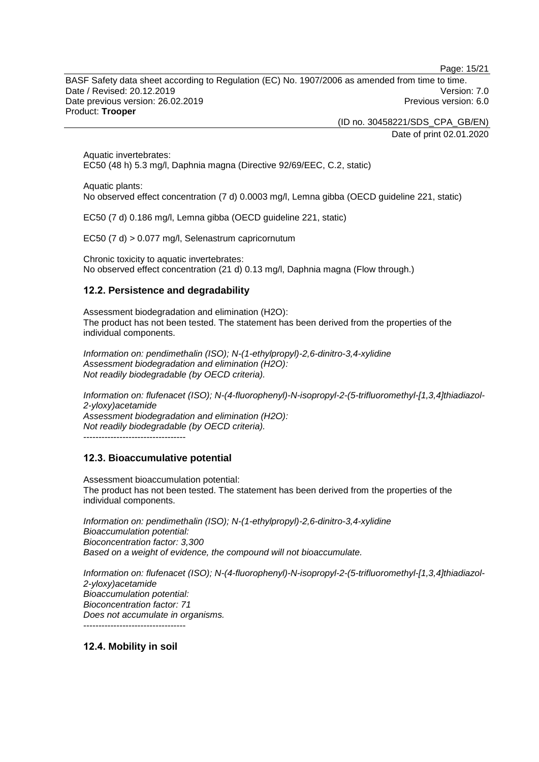Aquatic invertebrates:
EC50 (48 h) 5.3 mg/l, Daphnia magna (Directive 92/69/EEC, C.2, static)

Aquatic plants:
No observed effect concentration (7 d) 0.0003 mg/l, Lemna gibba (OECD guideline 221, static)

EC50 (7 d) 0.186 mg/l, Lemna gibba (OECD guideline 221, static)

EC50 (7 d) > 0.077 mg/l, Selenastrum capricornutum

Chronic toxicity to aquatic invertebrates:
No observed effect concentration (21 d) 0.13 mg/l, Daphnia magna (Flow through.)

## 12.2. Persistence and degradability

Assessment biodegradation and elimination (H2O):
The product has not been tested. The statement has been derived from the properties of the individual components.

*Information on: pendimethalin (ISO); N-(1-ethylpropyl)-2,6-dinitro-3,4-xylidine*
*Assessment biodegradation and elimination (H2O):*
*Not readily biodegradable (by OECD criteria).*

*Information on: flufenacet (ISO); N-(4-fluorophenyl)-N-isopropyl-2-(5-trifluoromethyl-[1,3,4]thiadiazol-2-yloxy)acetamide*
*Assessment biodegradation and elimination (H2O):*
*Not readily biodegradable (by OECD criteria).*
----------------------------------

## 12.3. Bioaccumulative potential

Assessment bioaccumulation potential:
The product has not been tested. The statement has been derived from the properties of the individual components.

*Information on: pendimethalin (ISO); N-(1-ethylpropyl)-2,6-dinitro-3,4-xylidine*
*Bioaccumulation potential:*
*Bioconcentration factor: 3,300*
*Based on a weight of evidence, the compound will not bioaccumulate.*

*Information on: flufenacet (ISO); N-(4-fluorophenyl)-N-isopropyl-2-(5-trifluoromethyl-[1,3,4]thiadiazol-2-yloxy)acetamide*
*Bioaccumulation potential:*
*Bioconcentration factor: 71*
*Does not accumulate in organisms.*
----------------------------------

## 12.4. Mobility in soil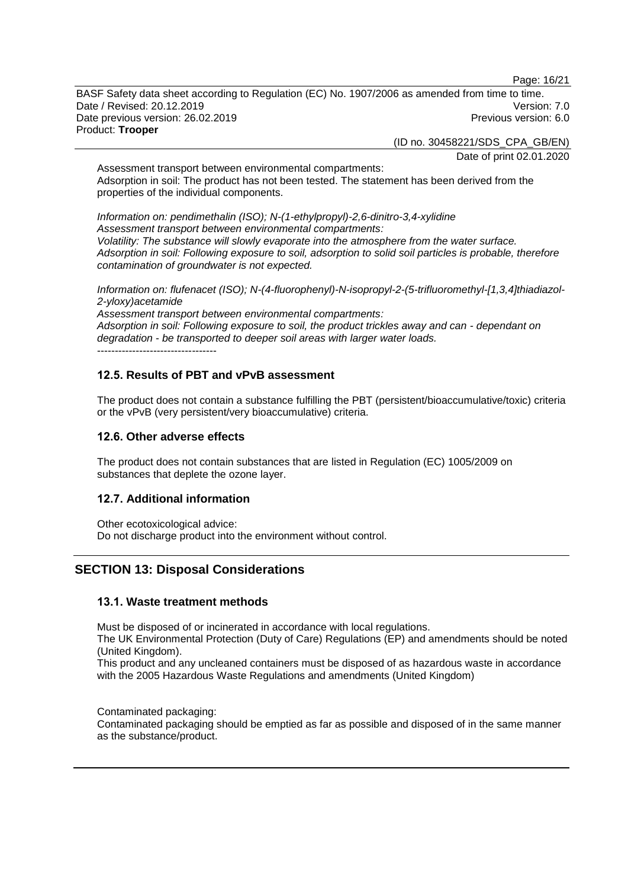Assessment transport between environmental compartments:
Adsorption in soil: The product has not been tested. The statement has been derived from the properties of the individual components.

*Information on: pendimethalin (ISO); N-(1-ethylpropyl)-2,6-dinitro-3,4-xylidine*
*Assessment transport between environmental compartments:*
*Volatility: The substance will slowly evaporate into the atmosphere from the water surface.*
*Adsorption in soil: Following exposure to soil, adsorption to solid soil particles is probable, therefore contamination of groundwater is not expected.*

*Information on: flufenacet (ISO); N-(4-fluorophenyl)-N-isopropyl-2-(5-trifluoromethyl-[1,3,4]thiadiazol-2-yloxy)acetamide*
*Assessment transport between environmental compartments:*
*Adsorption in soil: Following exposure to soil, the product trickles away and can - dependant on degradation - be transported to deeper soil areas with larger water loads.*
----------------------------------

### 12.5. Results of PBT and vPvB assessment

The product does not contain a substance fulfilling the PBT (persistent/bioaccumulative/toxic) criteria or the vPvB (very persistent/very bioaccumulative) criteria.

### 12.6. Other adverse effects

The product does not contain substances that are listed in Regulation (EC) 1005/2009 on substances that deplete the ozone layer.

### 12.7. Additional information

Other ecotoxicological advice:
Do not discharge product into the environment without control.

## SECTION 13: Disposal Considerations

### 13.1. Waste treatment methods

Must be disposed of or incinerated in accordance with local regulations.
The UK Environmental Protection (Duty of Care) Regulations (EP) and amendments should be noted (United Kingdom).
This product and any uncleaned containers must be disposed of as hazardous waste in accordance with the 2005 Hazardous Waste Regulations and amendments (United Kingdom)

Contaminated packaging:
Contaminated packaging should be emptied as far as possible and disposed of in the same manner as the substance/product.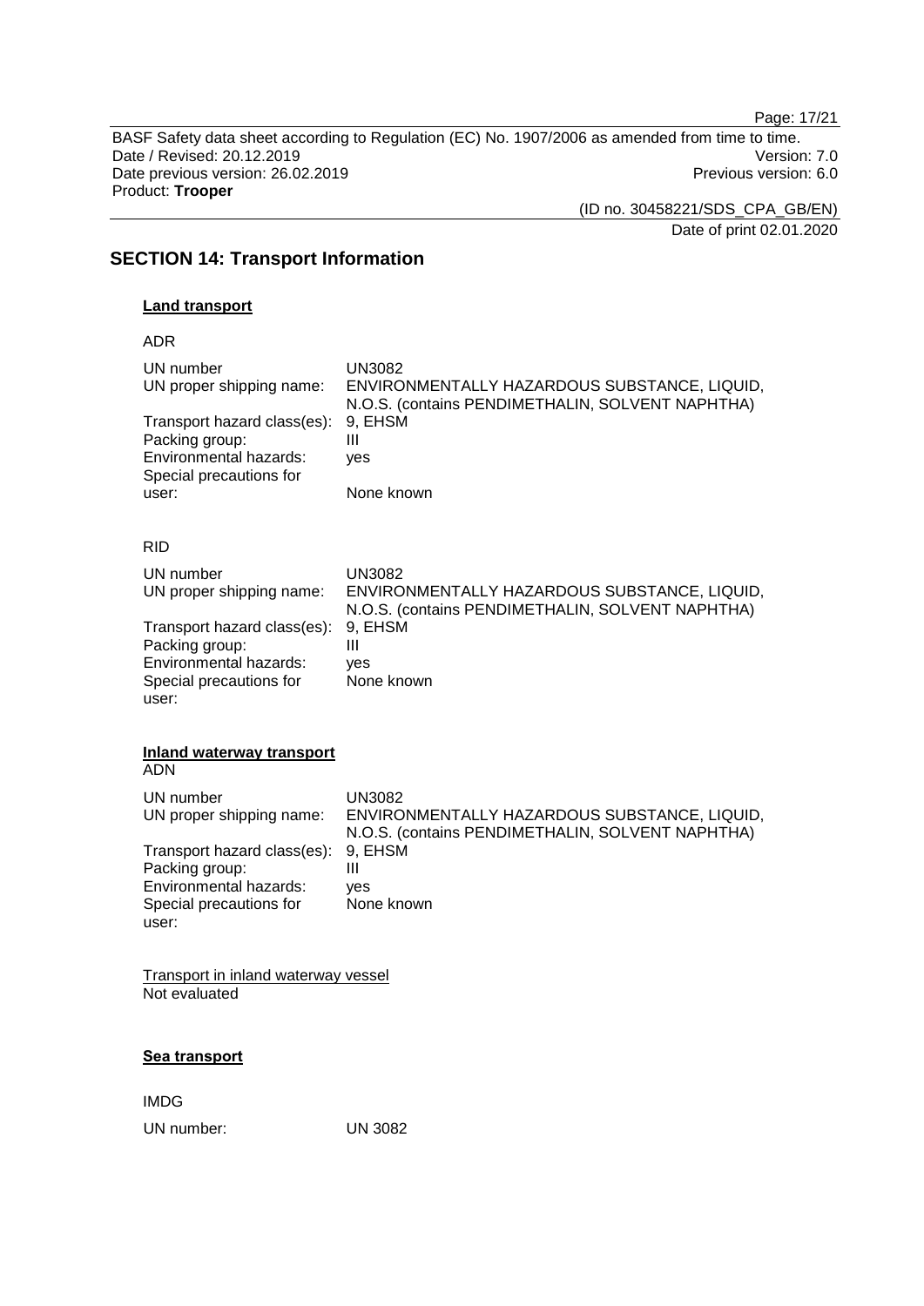## SECTION 14: Transport Information

**Land transport**

ADR

| | |
|---|---|
| UN number | UN3082 |
| UN proper shipping name: | ENVIRONMENTALLY HAZARDOUS SUBSTANCE, LIQUID, N.O.S. (contains PENDIMETHALIN, SOLVENT NAPHTHA) |
| Transport hazard class(es): | 9, EHSM |
| Packing group: | III |
| Environmental hazards: | yes |
| Special precautions for user: | None known |

RID

| | |
|---|---|
| UN number | UN3082 |
| UN proper shipping name: | ENVIRONMENTALLY HAZARDOUS SUBSTANCE, LIQUID, N.O.S. (contains PENDIMETHALIN, SOLVENT NAPHTHA) |
| Transport hazard class(es): | 9, EHSM |
| Packing group: | III |
| Environmental hazards: | yes |
| Special precautions for user: | None known |

**Inland waterway transport**

ADN

| | |
|---|---|
| UN number | UN3082 |
| UN proper shipping name: | ENVIRONMENTALLY HAZARDOUS SUBSTANCE, LIQUID, N.O.S. (contains PENDIMETHALIN, SOLVENT NAPHTHA) |
| Transport hazard class(es): | 9, EHSM |
| Packing group: | III |
| Environmental hazards: | yes |
| Special precautions for user: | None known |

Transport in inland waterway vessel
Not evaluated

**Sea transport**

IMDG

UN number: UN 3082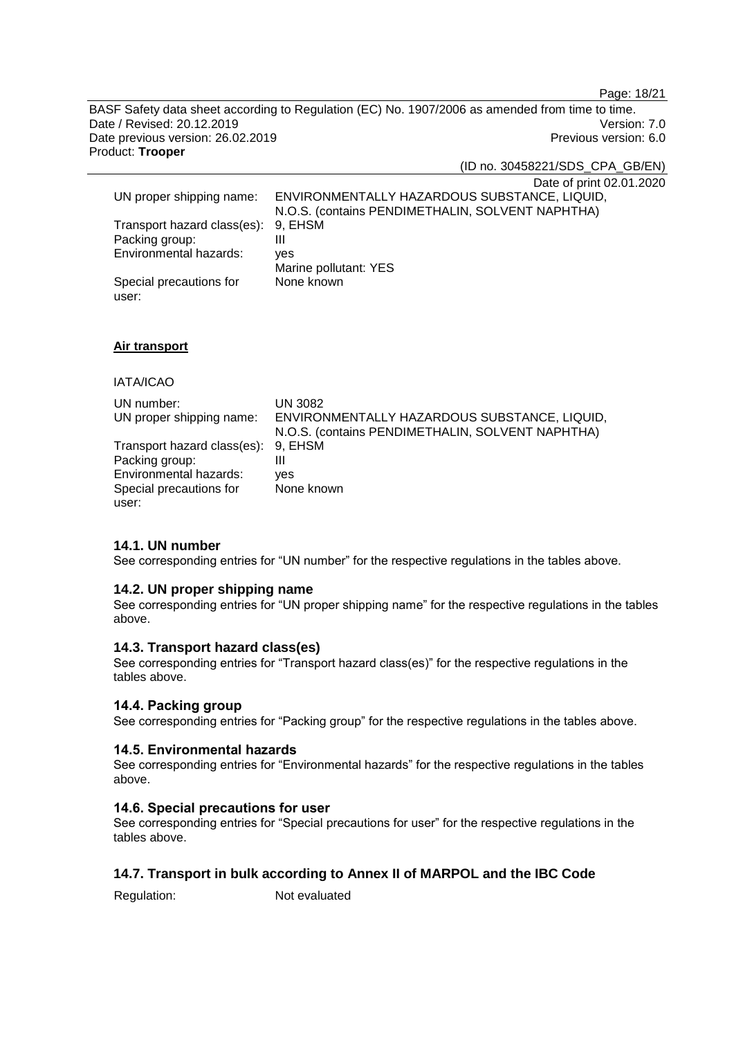| | |
|---|---|
| UN proper shipping name: | ENVIRONMENTALLY HAZARDOUS SUBSTANCE, LIQUID, N.O.S. (contains PENDIMETHALIN, SOLVENT NAPHTHA) |
| Transport hazard class(es): | 9, EHSM |
| Packing group: | III |
| Environmental hazards: | yes<br>Marine pollutant: YES |
| Special precautions for user: | None known |

**Air transport**

IATA/ICAO

| | |
|---|---|
| UN number: | UN 3082 |
| UN proper shipping name: | ENVIRONMENTALLY HAZARDOUS SUBSTANCE, LIQUID, N.O.S. (contains PENDIMETHALIN, SOLVENT NAPHTHA) |
| Transport hazard class(es): | 9, EHSM |
| Packing group: | III |
| Environmental hazards: | yes |
| Special precautions for user: | None known |

### 14.1. UN number

See corresponding entries for "UN number" for the respective regulations in the tables above.

### 14.2. UN proper shipping name

See corresponding entries for "UN proper shipping name" for the respective regulations in the tables above.

### 14.3. Transport hazard class(es)

See corresponding entries for "Transport hazard class(es)" for the respective regulations in the tables above.

### 14.4. Packing group

See corresponding entries for "Packing group" for the respective regulations in the tables above.

### 14.5. Environmental hazards

See corresponding entries for "Environmental hazards" for the respective regulations in the tables above.

### 14.6. Special precautions for user

See corresponding entries for "Special precautions for user" for the respective regulations in the tables above.

### 14.7. Transport in bulk according to Annex II of MARPOL and the IBC Code

Regulation: Not evaluated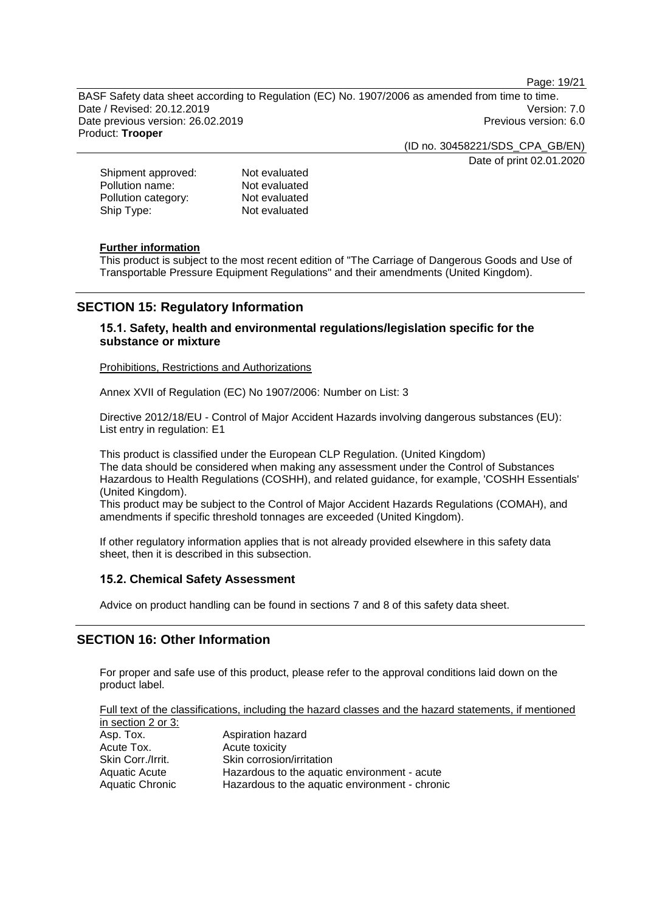| | |
|---|---|
| Shipment approved: | Not evaluated |
| Pollution name: | Not evaluated |
| Pollution category: | Not evaluated |
| Ship Type: | Not evaluated |

**Further information**

This product is subject to the most recent edition of "The Carriage of Dangerous Goods and Use of Transportable Pressure Equipment Regulations" and their amendments (United Kingdom).

## SECTION 15: Regulatory Information

### 15.1. Safety, health and environmental regulations/legislation specific for the substance or mixture

Prohibitions, Restrictions and Authorizations

Annex XVII of Regulation (EC) No 1907/2006: Number on List: 3

Directive 2012/18/EU - Control of Major Accident Hazards involving dangerous substances (EU): List entry in regulation: E1

This product is classified under the European CLP Regulation. (United Kingdom)
The data should be considered when making any assessment under the Control of Substances Hazardous to Health Regulations (COSHH), and related guidance, for example, 'COSHH Essentials' (United Kingdom).
This product may be subject to the Control of Major Accident Hazards Regulations (COMAH), and amendments if specific threshold tonnages are exceeded (United Kingdom).

If other regulatory information applies that is not already provided elsewhere in this safety data sheet, then it is described in this subsection.

### 15.2. Chemical Safety Assessment

Advice on product handling can be found in sections 7 and 8 of this safety data sheet.

## SECTION 16: Other Information

For proper and safe use of this product, please refer to the approval conditions laid down on the product label.

Full text of the classifications, including the hazard classes and the hazard statements, if mentioned in section 2 or 3:

| | |
|---|---|
| Asp. Tox. | Aspiration hazard |
| Acute Tox. | Acute toxicity |
| Skin Corr./Irrit. | Skin corrosion/irritation |
| Aquatic Acute | Hazardous to the aquatic environment - acute |
| Aquatic Chronic | Hazardous to the aquatic environment - chronic |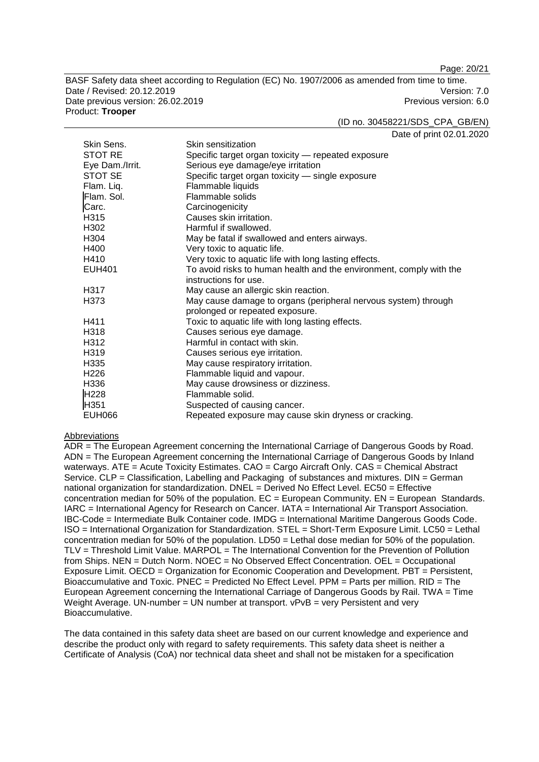| | |
|---|---|
| Skin Sens. | Skin sensitization |
| STOT RE | Specific target organ toxicity — repeated exposure |
| Eye Dam./Irrit. | Serious eye damage/eye irritation |
| STOT SE | Specific target organ toxicity — single exposure |
| Flam. Liq. | Flammable liquids |
| Flam. Sol. | Flammable solids |
| Carc. | Carcinogenicity |
| H315 | Causes skin irritation. |
| H302 | Harmful if swallowed. |
| H304 | May be fatal if swallowed and enters airways. |
| H400 | Very toxic to aquatic life. |
| H410 | Very toxic to aquatic life with long lasting effects. |
| EUH401 | To avoid risks to human health and the environment, comply with the instructions for use. |
| H317 | May cause an allergic skin reaction. |
| H373 | May cause damage to organs (peripheral nervous system) through prolonged or repeated exposure. |
| H411 | Toxic to aquatic life with long lasting effects. |
| H318 | Causes serious eye damage. |
| H312 | Harmful in contact with skin. |
| H319 | Causes serious eye irritation. |
| H335 | May cause respiratory irritation. |
| H226 | Flammable liquid and vapour. |
| H336 | May cause drowsiness or dizziness. |
| H228 | Flammable solid. |
| H351 | Suspected of causing cancer. |
| EUH066 | Repeated exposure may cause skin dryness or cracking. |

Abbreviations

ADR = The European Agreement concerning the International Carriage of Dangerous Goods by Road. ADN = The European Agreement concerning the International Carriage of Dangerous Goods by Inland waterways. ATE = Acute Toxicity Estimates. CAO = Cargo Aircraft Only. CAS = Chemical Abstract Service. CLP = Classification, Labelling and Packaging of substances and mixtures. DIN = German national organization for standardization. DNEL = Derived No Effect Level. EC50 = Effective concentration median for 50% of the population. EC = European Community. EN = European Standards. IARC = International Agency for Research on Cancer. IATA = International Air Transport Association. IBC-Code = Intermediate Bulk Container code. IMDG = International Maritime Dangerous Goods Code. ISO = International Organization for Standardization. STEL = Short-Term Exposure Limit. LC50 = Lethal concentration median for 50% of the population. LD50 = Lethal dose median for 50% of the population. TLV = Threshold Limit Value. MARPOL = The International Convention for the Prevention of Pollution from Ships. NEN = Dutch Norm. NOEC = No Observed Effect Concentration. OEL = Occupational Exposure Limit. OECD = Organization for Economic Cooperation and Development. PBT = Persistent, Bioaccumulative and Toxic. PNEC = Predicted No Effect Level. PPM = Parts per million. RID = The European Agreement concerning the International Carriage of Dangerous Goods by Rail. TWA = Time Weight Average. UN-number = UN number at transport. vPvB = very Persistent and very Bioaccumulative.

The data contained in this safety data sheet are based on our current knowledge and experience and describe the product only with regard to safety requirements. This safety data sheet is neither a Certificate of Analysis (CoA) nor technical data sheet and shall not be mistaken for a specification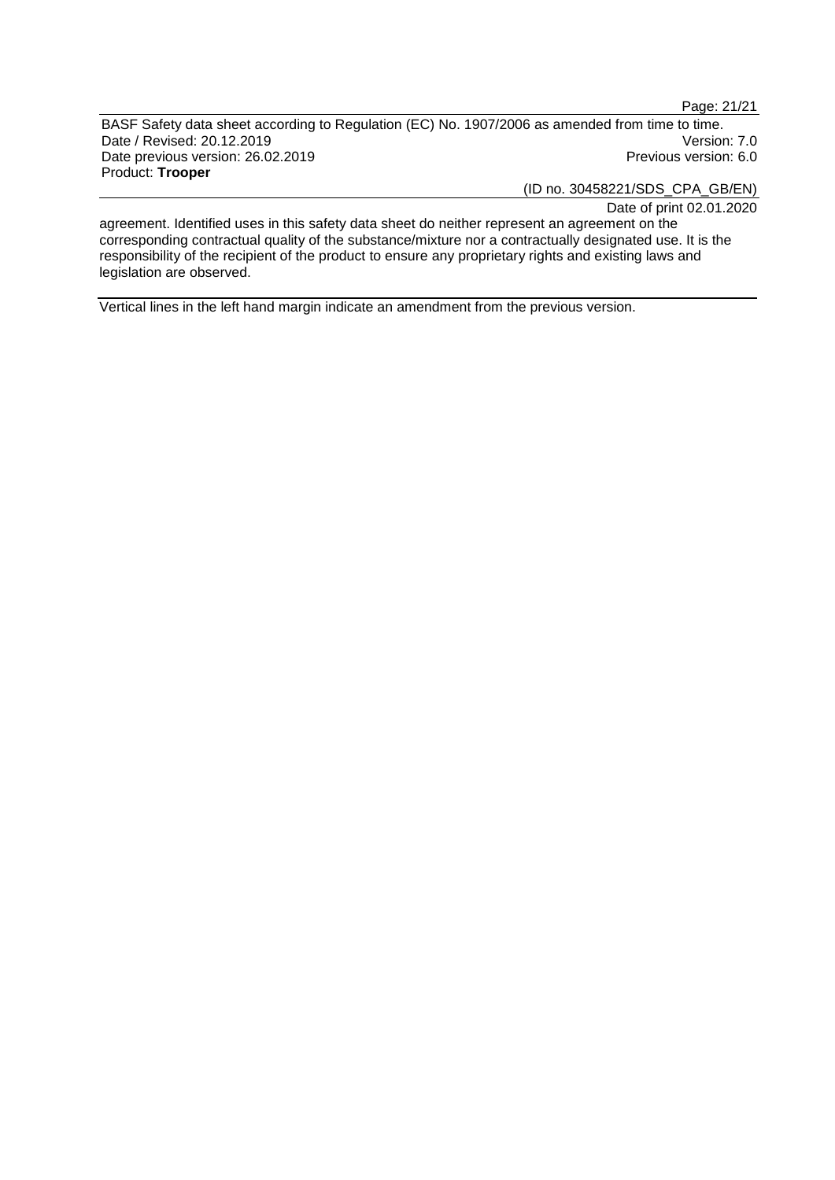agreement. Identified uses in this safety data sheet do neither represent an agreement on the corresponding contractual quality of the substance/mixture nor a contractually designated use. It is the responsibility of the recipient of the product to ensure any proprietary rights and existing laws and legislation are observed.

---

Vertical lines in the left hand margin indicate an amendment from the previous version.